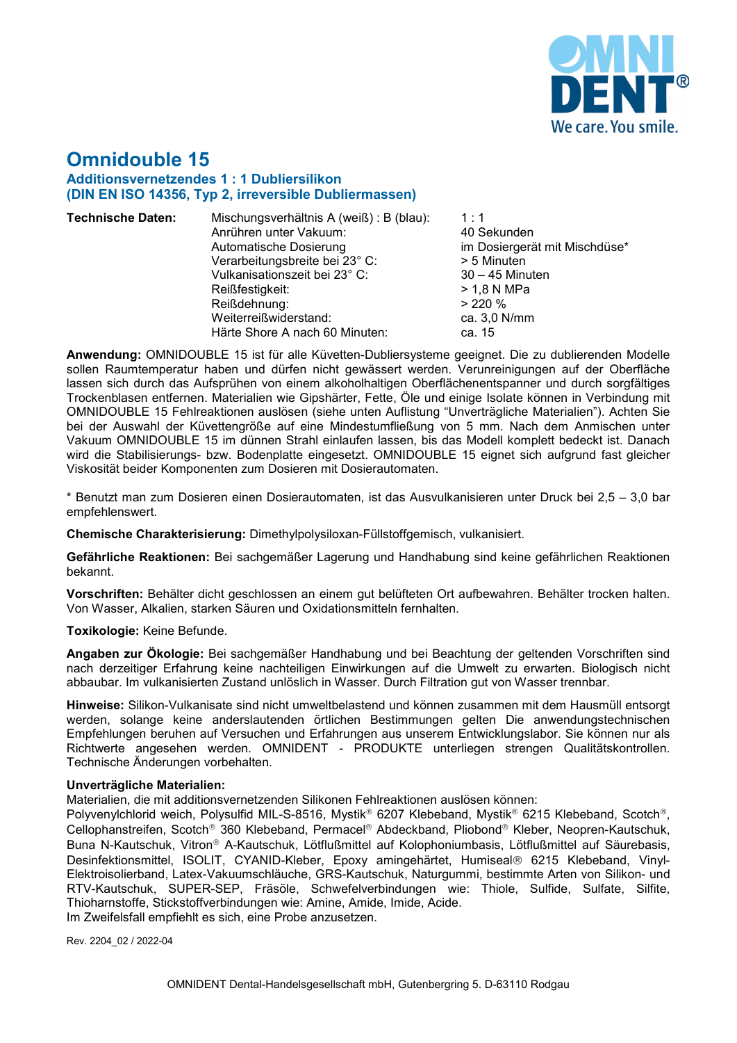# Omnidouble 15

### Additionsvernetzendes 1 : 1 Dubliersilikon
### (DIN EN ISO 14356, Typ 2, irreversible Dubliermassen)

| **Technische Daten:** | | |
|---|---|---|
| | Mischungsverhältnis A (weiß) : B (blau): | 1 : 1 |
| | Anrühren unter Vakuum: | 40 Sekunden |
| | Automatische Dosierung | im Dosiergerät mit Mischdüse* |
| | Verarbeitungsbreite bei 23° C: | > 5 Minuten |
| | Vulkanisationszeit bei 23° C: | 30 – 45 Minuten |
| | Reißfestigkeit: | > 1,8 N MPa |
| | Reißdehnung: | > 220 % |
| | Weiterreißwiderstand: | ca. 3,0 N/mm |
| | Härte Shore A nach 60 Minuten: | ca. 15 |

**Anwendung:** OMNIDOUBLE 15 ist für alle Küvetten-Dubliersysteme geeignet. Die zu dublierenden Modelle sollen Raumtemperatur haben und dürfen nicht gewässert werden. Verunreinigungen auf der Oberfläche lassen sich durch das Aufsprühen von einem alkoholhaltigen Oberflächenentspanner und durch sorgfältiges Trockenblasen entfernen. Materialien wie Gipshärter, Fette, Öle und einige Isolate können in Verbindung mit OMNIDOUBLE 15 Fehlreaktionen auslösen (siehe unten Auflistung "Unverträgliche Materialien"). Achten Sie bei der Auswahl der Küvettengröße auf eine Mindestumfließung von 5 mm. Nach dem Anmischen unter Vakuum OMNIDOUBLE 15 im dünnen Strahl einlaufen lassen, bis das Modell komplett bedeckt ist. Danach wird die Stabilisierungs- bzw. Bodenplatte eingesetzt. OMNIDOUBLE 15 eignet sich aufgrund fast gleicher Viskosität beider Komponenten zum Dosieren mit Dosierautomaten.

* Benutzt man zum Dosieren einen Dosierautomaten, ist das Ausvulkanisieren unter Druck bei 2,5 – 3,0 bar empfehlenswert.

**Chemische Charakterisierung:** Dimethylpolysiloxan-Füllstoffgemisch, vulkanisiert.

**Gefährliche Reaktionen:** Bei sachgemäßer Lagerung und Handhabung sind keine gefährlichen Reaktionen bekannt.

**Vorschriften:** Behälter dicht geschlossen an einem gut belüfteten Ort aufbewahren. Behälter trocken halten. Von Wasser, Alkalien, starken Säuren und Oxidationsmitteln fernhalten.

**Toxikologie:** Keine Befunde.

**Angaben zur Ökologie:** Bei sachgemäßer Handhabung und bei Beachtung der geltenden Vorschriften sind nach derzeitiger Erfahrung keine nachteiligen Einwirkungen auf die Umwelt zu erwarten. Biologisch nicht abbaubar. Im vulkanisierten Zustand unlöslich in Wasser. Durch Filtration gut von Wasser trennbar.

**Hinweise:** Silikon-Vulkanisate sind nicht umweltbelastend und können zusammen mit dem Hausmüll entsorgt werden, solange keine anderslautenden örtlichen Bestimmungen gelten Die anwendungstechnischen Empfehlungen beruhen auf Versuchen und Erfahrungen aus unserem Entwicklungslabor. Sie können nur als Richtwerte angesehen werden. OMNIDENT - PRODUKTE unterliegen strengen Qualitätskontrollen. Technische Änderungen vorbehalten.

**Unverträgliche Materialien:**
Materialien, die mit additionsvernetzenden Silikonen Fehlreaktionen auslösen können:
Polyvenylchlorid weich, Polysulfid MIL-S-8516, Mystik® 6207 Klebeband, Mystik® 6215 Klebeband, Scotch®, Cellophanstreifen, Scotch® 360 Klebeband, Permacel® Abdeckband, Pliobond® Kleber, Neopren-Kautschuk, Buna N-Kautschuk, Vitron® A-Kautschuk, Lötflußmittel auf Kolophoniumbasis, Lötflußmittel auf Säurebasis, Desinfektionsmittel, ISOLIT, CYANID-Kleber, Epoxy amingehärtet, Humiseal® 6215 Klebeband, Vinyl-Elektroisolierband, Latex-Vakuumschläuche, GRS-Kautschuk, Naturgummi, bestimmte Arten von Silikon- und RTV-Kautschuk, SUPER-SEP, Fräsöle, Schwefelverbindungen wie: Thiole, Sulfide, Sulfate, Silfite, Thioharnstoffe, Stickstoffverbindungen wie: Amine, Amide, Imide, Acide.
Im Zweifelsfall empfiehlt es sich, eine Probe anzusetzen.

Rev. 2204_02 / 2022-04

OMNIDENT Dental-Handelsgesellschaft mbH, Gutenbergring 5. D-63110 Rodgau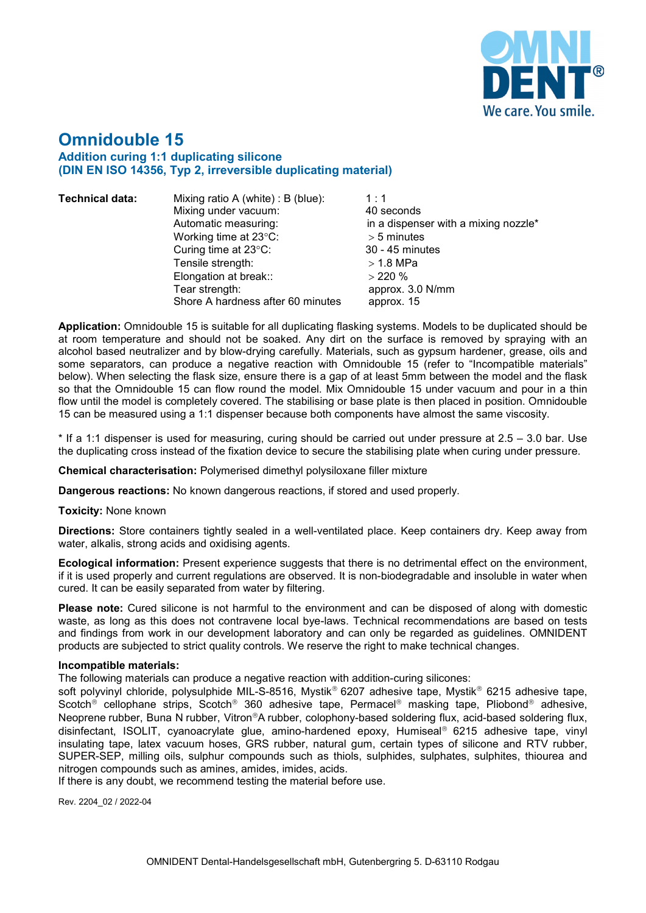OMNI DENT®
We care. You smile.

# Omnidouble 15

### Addition curing 1:1 duplicating silicone
### (DIN EN ISO 14356, Typ 2, irreversible duplicating material)

| | | |
|---|---|---|
| **Technical data:** | Mixing ratio A (white) : B (blue): | 1 : 1 |
| | Mixing under vacuum: | 40 seconds |
| | Automatic measuring: | in a dispenser with a mixing nozzle* |
| | Working time at 23°C: | > 5 minutes |
| | Curing time at 23°C: | 30 - 45 minutes |
| | Tensile strength: | > 1.8 MPa |
| | Elongation at break:: | > 220 % |
| | Tear strength: | approx. 3.0 N/mm |
| | Shore A hardness after 60 minutes | approx. 15 |

**Application:** Omnidouble 15 is suitable for all duplicating flasking systems. Models to be duplicated should be at room temperature and should not be soaked. Any dirt on the surface is removed by spraying with an alcohol based neutralizer and by blow-drying carefully. Materials, such as gypsum hardener, grease, oils and some separators, can produce a negative reaction with Omnidouble 15 (refer to “Incompatible materials” below). When selecting the flask size, ensure there is a gap of at least 5mm between the model and the flask so that the Omnidouble 15 can flow round the model. Mix Omnidouble 15 under vacuum and pour in a thin flow until the model is completely covered. The stabilising or base plate is then placed in position. Omnidouble 15 can be measured using a 1:1 dispenser because both components have almost the same viscosity.

* If a 1:1 dispenser is used for measuring, curing should be carried out under pressure at 2.5 – 3.0 bar. Use the duplicating cross instead of the fixation device to secure the stabilising plate when curing under pressure.

**Chemical characterisation:** Polymerised dimethyl polysiloxane filler mixture

**Dangerous reactions:** No known dangerous reactions, if stored and used properly.

**Toxicity:** None known

**Directions:** Store containers tightly sealed in a well-ventilated place. Keep containers dry. Keep away from water, alkalis, strong acids and oxidising agents.

**Ecological information:** Present experience suggests that there is no detrimental effect on the environment, if it is used properly and current regulations are observed. It is non-biodegradable and insoluble in water when cured. It can be easily separated from water by filtering.

**Please note:** Cured silicone is not harmful to the environment and can be disposed of along with domestic waste, as long as this does not contravene local bye-laws. Technical recommendations are based on tests and findings from work in our development laboratory and can only be regarded as guidelines. OMNIDENT products are subjected to strict quality controls. We reserve the right to make technical changes.

**Incompatible materials:**
The following materials can produce a negative reaction with addition-curing silicones:
soft polyvinyl chloride, polysulphide MIL-S-8516, Mystik® 6207 adhesive tape, Mystik® 6215 adhesive tape, Scotch® cellophane strips, Scotch® 360 adhesive tape, Permacel® masking tape, Pliobond® adhesive, Neoprene rubber, Buna N rubber, Vitron®A rubber, colophony-based soldering flux, acid-based soldering flux, disinfectant, ISOLIT, cyanoacrylate glue, amino-hardened epoxy, Humiseal® 6215 adhesive tape, vinyl insulating tape, latex vacuum hoses, GRS rubber, natural gum, certain types of silicone and RTV rubber, SUPER-SEP, milling oils, sulphur compounds such as thiols, sulphides, sulphates, sulphites, thiourea and nitrogen compounds such as amines, amides, imides, acids.
If there is any doubt, we recommend testing the material before use.

Rev. 2204_02 / 2022-04

OMNIDENT Dental-Handelsgesellschaft mbH, Gutenbergring 5. D-63110 Rodgau